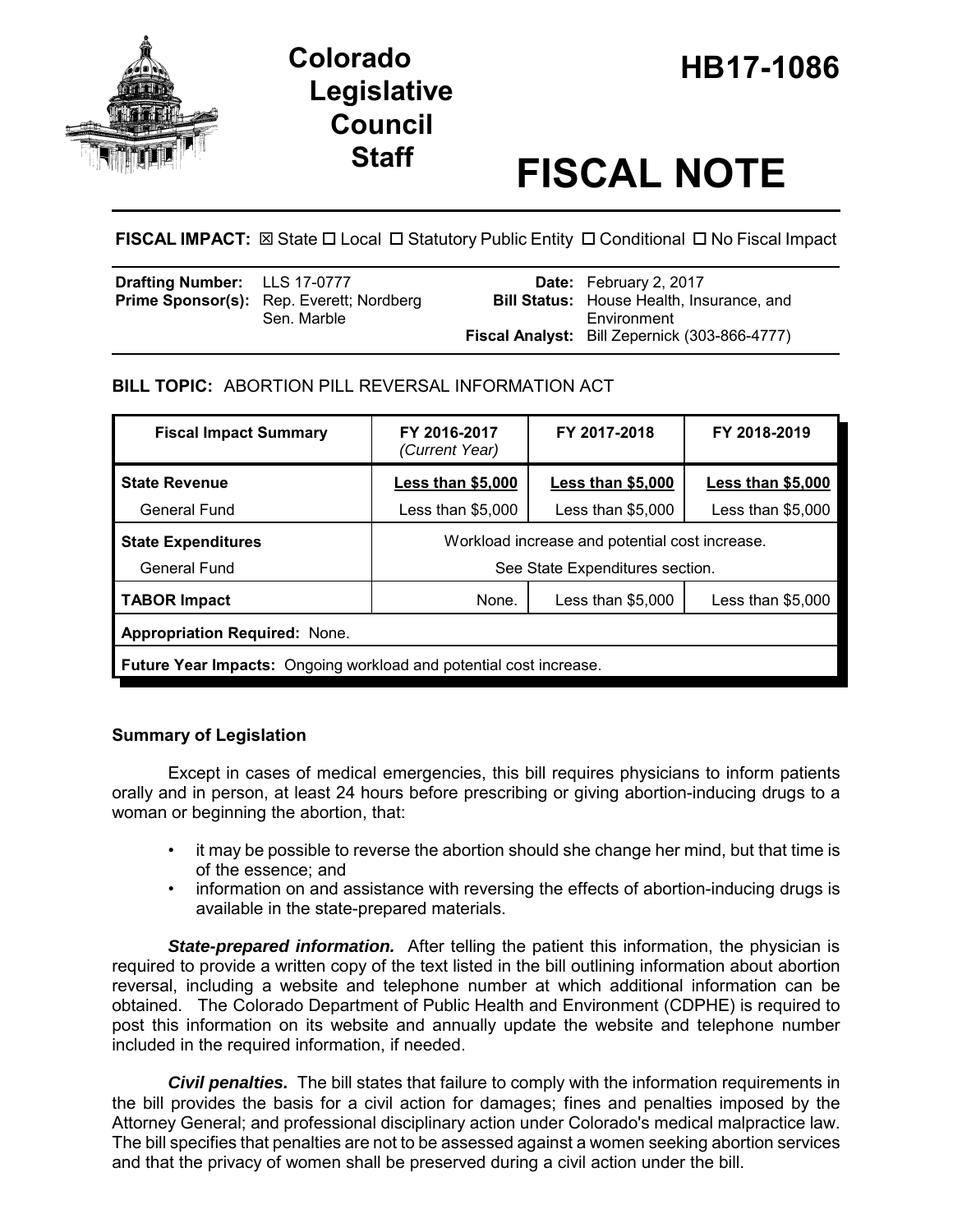# Colorado Legislative Council Staff

# HB17-1086

# FISCAL NOTE

**FISCAL IMPACT:** ☒ State ☐ Local ☐ Statutory Public Entity ☐ Conditional ☐ No Fiscal Impact

| | | | |
|---|---|---|---|
| **Drafting Number:** | LLS 17-0777 | **Date:** | February 2, 2017 |
| **Prime Sponsor(s):** | Rep. Everett; Nordberg<br>Sen. Marble | **Bill Status:** | House Health, Insurance, and Environment |
| | | **Fiscal Analyst:** | Bill Zepernick (303-866-4777) |

**BILL TOPIC:** ABORTION PILL REVERSAL INFORMATION ACT

| Fiscal Impact Summary | FY 2016-2017 *(Current Year)* | FY 2017-2018 | FY 2018-2019 |
|---|---|---|---|
| **State Revenue** | **Less than $5,000** | **Less than $5,000** | **Less than $5,000** |
| General Fund | Less than $5,000 | Less than $5,000 | Less than $5,000 |
| **State Expenditures** | Workload increase and potential cost increase. | | |
| General Fund | See State Expenditures section. | | |
| **TABOR Impact** | None. | Less than $5,000 | Less than $5,000 |
| **Appropriation Required:** None. | | | |
| **Future Year Impacts:** Ongoing workload and potential cost increase. | | | |

## Summary of Legislation

Except in cases of medical emergencies, this bill requires physicians to inform patients orally and in person, at least 24 hours before prescribing or giving abortion-inducing drugs to a woman or beginning the abortion, that:

- it may be possible to reverse the abortion should she change her mind, but that time is of the essence; and
- information on and assistance with reversing the effects of abortion-inducing drugs is available in the state-prepared materials.

***State-prepared information.*** After telling the patient this information, the physician is required to provide a written copy of the text listed in the bill outlining information about abortion reversal, including a website and telephone number at which additional information can be obtained. The Colorado Department of Public Health and Environment (CDPHE) is required to post this information on its website and annually update the website and telephone number included in the required information, if needed.

***Civil penalties.*** The bill states that failure to comply with the information requirements in the bill provides the basis for a civil action for damages; fines and penalties imposed by the Attorney General; and professional disciplinary action under Colorado's medical malpractice law. The bill specifies that penalties are not to be assessed against a women seeking abortion services and that the privacy of women shall be preserved during a civil action under the bill.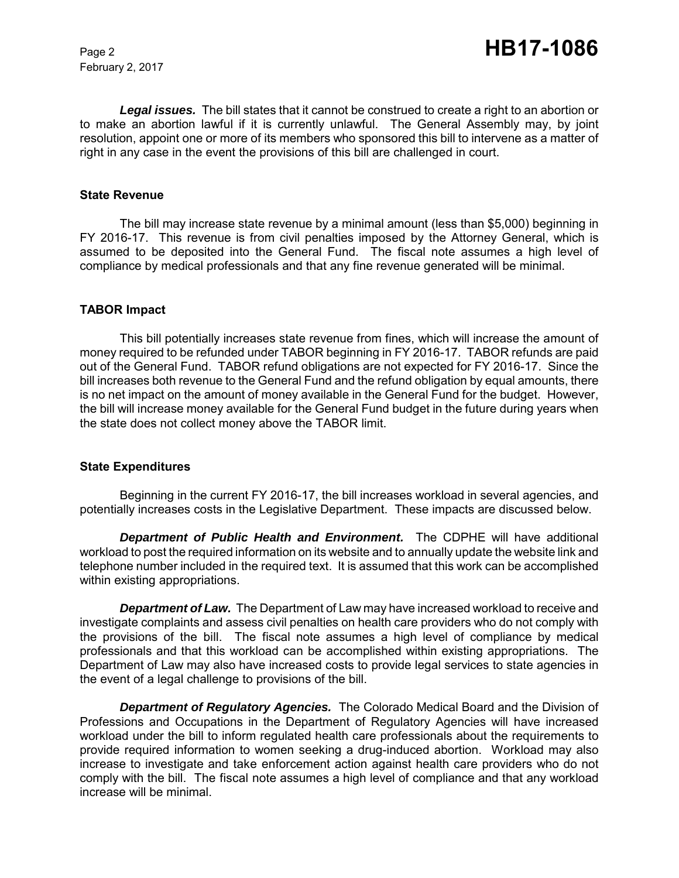***Legal issues.*** The bill states that it cannot be construed to create a right to an abortion or to make an abortion lawful if it is currently unlawful. The General Assembly may, by joint resolution, appoint one or more of its members who sponsored this bill to intervene as a matter of right in any case in the event the provisions of this bill are challenged in court.

**State Revenue**

The bill may increase state revenue by a minimal amount (less than $5,000) beginning in FY 2016-17. This revenue is from civil penalties imposed by the Attorney General, which is assumed to be deposited into the General Fund. The fiscal note assumes a high level of compliance by medical professionals and that any fine revenue generated will be minimal.

**TABOR Impact**

This bill potentially increases state revenue from fines, which will increase the amount of money required to be refunded under TABOR beginning in FY 2016-17. TABOR refunds are paid out of the General Fund. TABOR refund obligations are not expected for FY 2016-17. Since the bill increases both revenue to the General Fund and the refund obligation by equal amounts, there is no net impact on the amount of money available in the General Fund for the budget. However, the bill will increase money available for the General Fund budget in the future during years when the state does not collect money above the TABOR limit.

**State Expenditures**

Beginning in the current FY 2016-17, the bill increases workload in several agencies, and potentially increases costs in the Legislative Department. These impacts are discussed below.

***Department of Public Health and Environment.*** The CDPHE will have additional workload to post the required information on its website and to annually update the website link and telephone number included in the required text. It is assumed that this work can be accomplished within existing appropriations.

***Department of Law.*** The Department of Law may have increased workload to receive and investigate complaints and assess civil penalties on health care providers who do not comply with the provisions of the bill. The fiscal note assumes a high level of compliance by medical professionals and that this workload can be accomplished within existing appropriations. The Department of Law may also have increased costs to provide legal services to state agencies in the event of a legal challenge to provisions of the bill.

***Department of Regulatory Agencies.*** The Colorado Medical Board and the Division of Professions and Occupations in the Department of Regulatory Agencies will have increased workload under the bill to inform regulated health care professionals about the requirements to provide required information to women seeking a drug-induced abortion. Workload may also increase to investigate and take enforcement action against health care providers who do not comply with the bill. The fiscal note assumes a high level of compliance and that any workload increase will be minimal.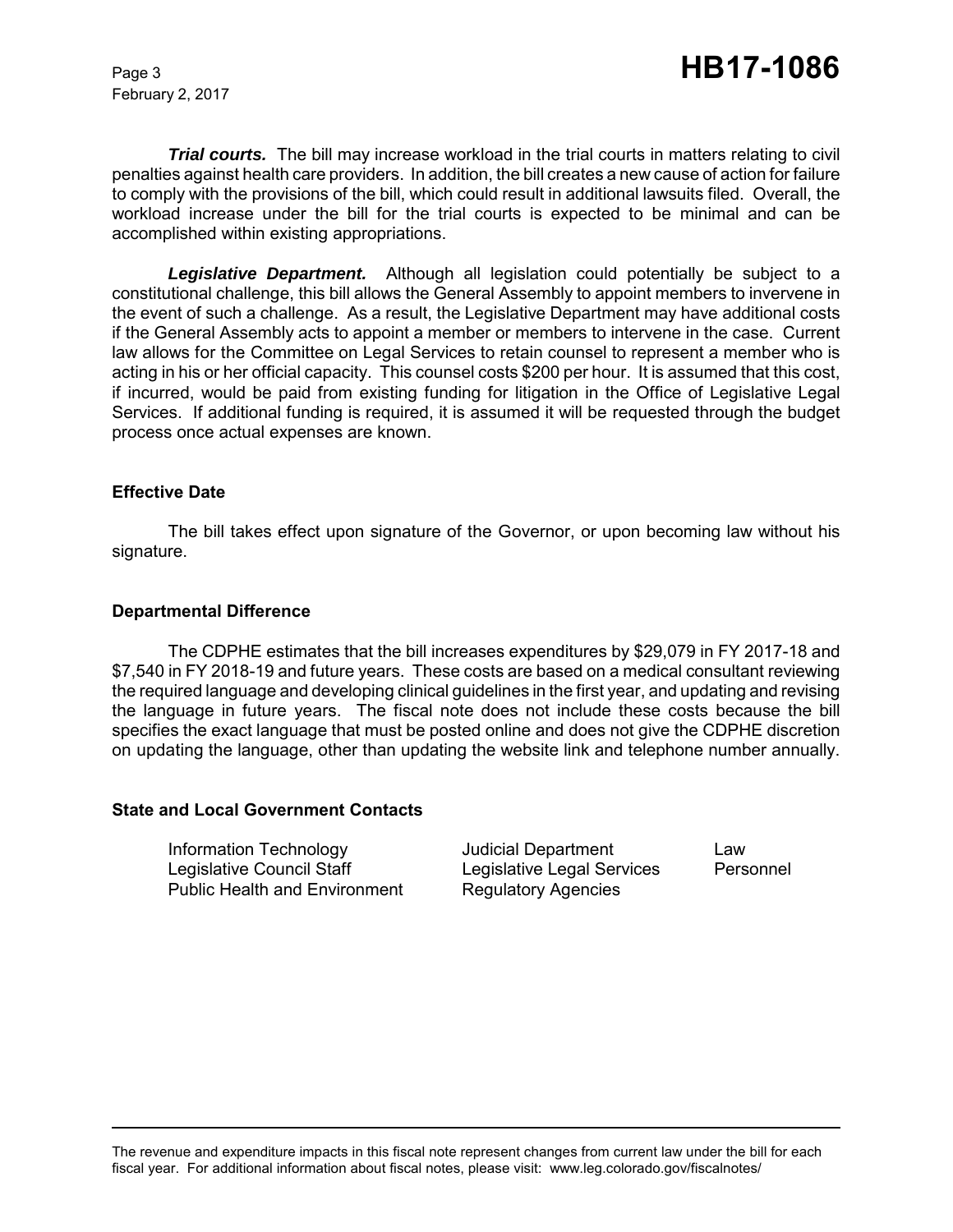***Trial courts.*** The bill may increase workload in the trial courts in matters relating to civil penalties against health care providers. In addition, the bill creates a new cause of action for failure to comply with the provisions of the bill, which could result in additional lawsuits filed. Overall, the workload increase under the bill for the trial courts is expected to be minimal and can be accomplished within existing appropriations.

***Legislative Department.*** Although all legislation could potentially be subject to a constitutional challenge, this bill allows the General Assembly to appoint members to invervene in the event of such a challenge. As a result, the Legislative Department may have additional costs if the General Assembly acts to appoint a member or members to intervene in the case. Current law allows for the Committee on Legal Services to retain counsel to represent a member who is acting in his or her official capacity. This counsel costs $200 per hour. It is assumed that this cost, if incurred, would be paid from existing funding for litigation in the Office of Legislative Legal Services. If additional funding is required, it is assumed it will be requested through the budget process once actual expenses are known.

## Effective Date

The bill takes effect upon signature of the Governor, or upon becoming law without his signature.

## Departmental Difference

The CDPHE estimates that the bill increases expenditures by $29,079 in FY 2017-18 and $7,540 in FY 2018-19 and future years. These costs are based on a medical consultant reviewing the required language and developing clinical guidelines in the first year, and updating and revising the language in future years. The fiscal note does not include these costs because the bill specifies the exact language that must be posted online and does not give the CDPHE discretion on updating the language, other than updating the website link and telephone number annually.

## State and Local Government Contacts

| | | |
|---|---|---|
| Information Technology | Judicial Department | Law |
| Legislative Council Staff | Legislative Legal Services | Personnel |
| Public Health and Environment | Regulatory Agencies | |

The revenue and expenditure impacts in this fiscal note represent changes from current law under the bill for each fiscal year. For additional information about fiscal notes, please visit: www.leg.colorado.gov/fiscalnotes/